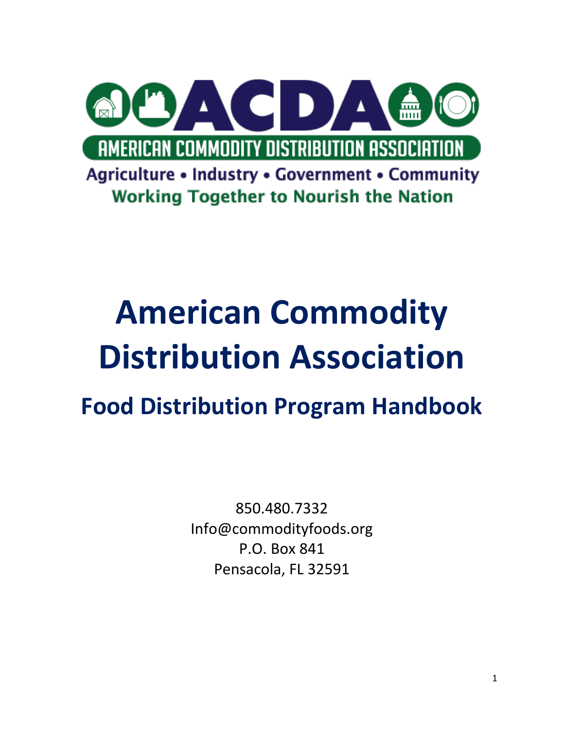ACDA

AMERICAN COMMODITY DISTRIBUTION ASSOCIATION

Agriculture • Industry • Government • Community

Working Together to Nourish the Nation

# American Commodity Distribution Association

## Food Distribution Program Handbook

850.480.7332
Info@commodityfoods.org
P.O. Box 841
Pensacola, FL 32591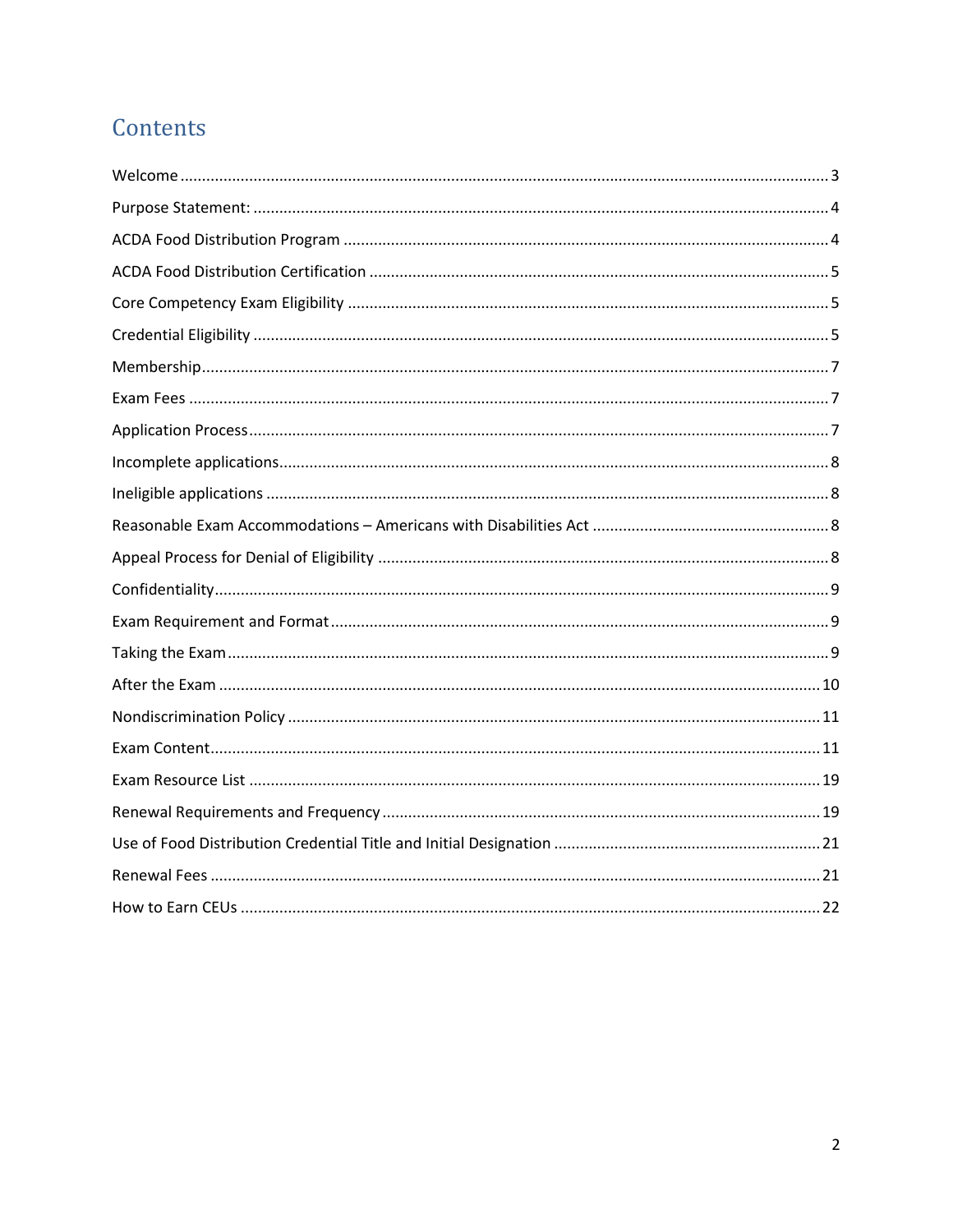# Contents

Welcome ... 3

Purpose Statement: ... 4

ACDA Food Distribution Program ... 4

ACDA Food Distribution Certification ... 5

Core Competency Exam Eligibility ... 5

Credential Eligibility ... 5

Membership ... 7

Exam Fees ... 7

Application Process ... 7

Incomplete applications ... 8

Ineligible applications ... 8

Reasonable Exam Accommodations – Americans with Disabilities Act ... 8

Appeal Process for Denial of Eligibility ... 8

Confidentiality ... 9

Exam Requirement and Format ... 9

Taking the Exam ... 9

After the Exam ... 10

Nondiscrimination Policy ... 11

Exam Content ... 11

Exam Resource List ... 19

Renewal Requirements and Frequency ... 19

Use of Food Distribution Credential Title and Initial Designation ... 21

Renewal Fees ... 21

How to Earn CEUs ... 22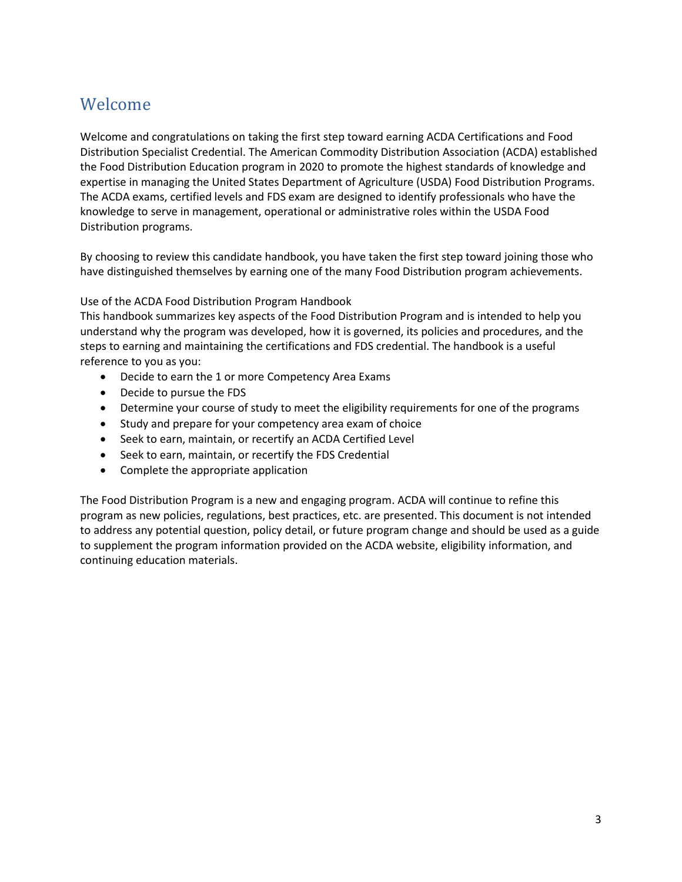# Welcome

Welcome and congratulations on taking the first step toward earning ACDA Certifications and Food Distribution Specialist Credential. The American Commodity Distribution Association (ACDA) established the Food Distribution Education program in 2020 to promote the highest standards of knowledge and expertise in managing the United States Department of Agriculture (USDA) Food Distribution Programs. The ACDA exams, certified levels and FDS exam are designed to identify professionals who have the knowledge to serve in management, operational or administrative roles within the USDA Food Distribution programs.

By choosing to review this candidate handbook, you have taken the first step toward joining those who have distinguished themselves by earning one of the many Food Distribution program achievements.

Use of the ACDA Food Distribution Program Handbook

This handbook summarizes key aspects of the Food Distribution Program and is intended to help you understand why the program was developed, how it is governed, its policies and procedures, and the steps to earning and maintaining the certifications and FDS credential. The handbook is a useful reference to you as you:

- Decide to earn the 1 or more Competency Area Exams
- Decide to pursue the FDS
- Determine your course of study to meet the eligibility requirements for one of the programs
- Study and prepare for your competency area exam of choice
- Seek to earn, maintain, or recertify an ACDA Certified Level
- Seek to earn, maintain, or recertify the FDS Credential
- Complete the appropriate application

The Food Distribution Program is a new and engaging program. ACDA will continue to refine this program as new policies, regulations, best practices, etc. are presented. This document is not intended to address any potential question, policy detail, or future program change and should be used as a guide to supplement the program information provided on the ACDA website, eligibility information, and continuing education materials.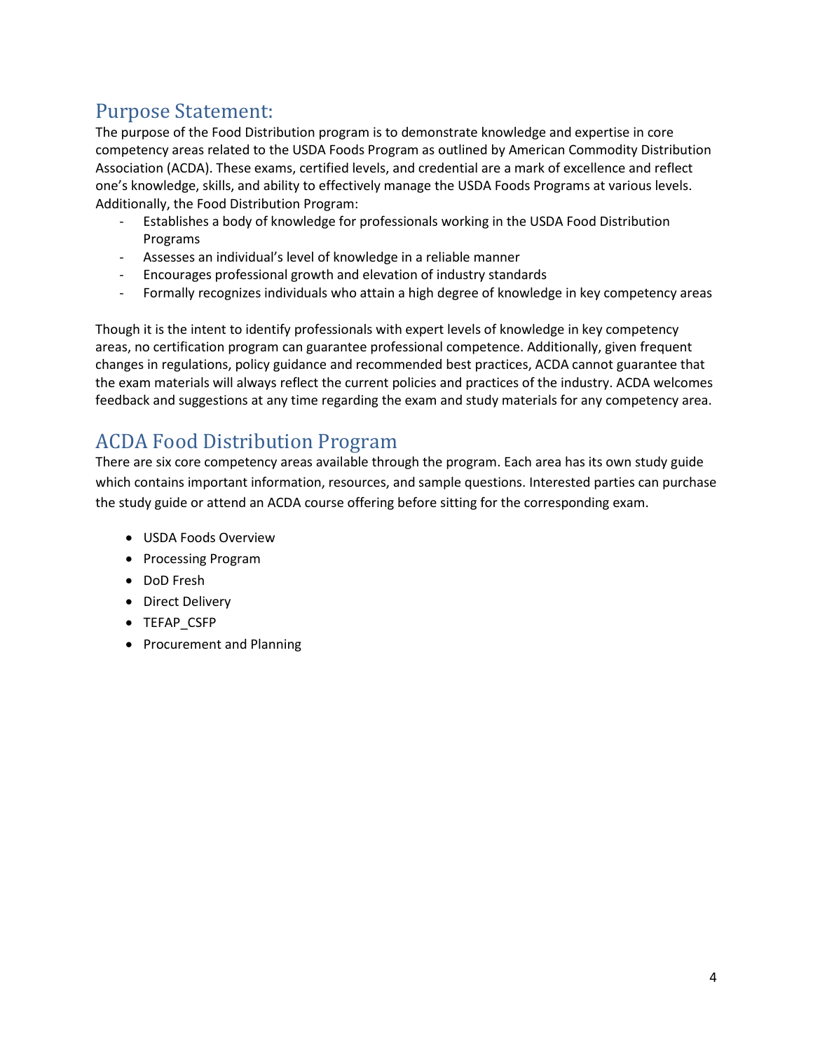## Purpose Statement:

The purpose of the Food Distribution program is to demonstrate knowledge and expertise in core competency areas related to the USDA Foods Program as outlined by American Commodity Distribution Association (ACDA). These exams, certified levels, and credential are a mark of excellence and reflect one's knowledge, skills, and ability to effectively manage the USDA Foods Programs at various levels. Additionally, the Food Distribution Program:

- Establishes a body of knowledge for professionals working in the USDA Food Distribution Programs
- Assesses an individual's level of knowledge in a reliable manner
- Encourages professional growth and elevation of industry standards
- Formally recognizes individuals who attain a high degree of knowledge in key competency areas

Though it is the intent to identify professionals with expert levels of knowledge in key competency areas, no certification program can guarantee professional competence. Additionally, given frequent changes in regulations, policy guidance and recommended best practices, ACDA cannot guarantee that the exam materials will always reflect the current policies and practices of the industry. ACDA welcomes feedback and suggestions at any time regarding the exam and study materials for any competency area.

## ACDA Food Distribution Program

There are six core competency areas available through the program. Each area has its own study guide which contains important information, resources, and sample questions. Interested parties can purchase the study guide or attend an ACDA course offering before sitting for the corresponding exam.

- USDA Foods Overview
- Processing Program
- DoD Fresh
- Direct Delivery
- TEFAP_CSFP
- Procurement and Planning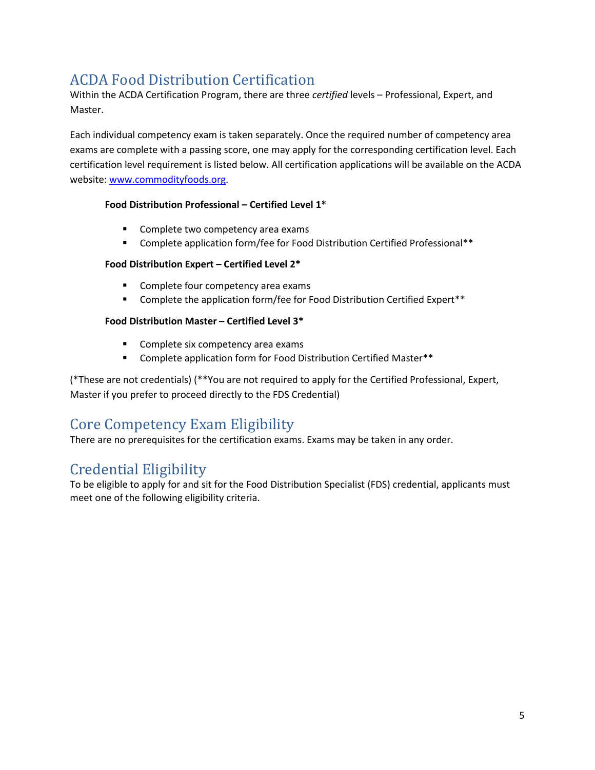## ACDA Food Distribution Certification

Within the ACDA Certification Program, there are three *certified* levels – Professional, Expert, and Master.

Each individual competency exam is taken separately. Once the required number of competency area exams are complete with a passing score, one may apply for the corresponding certification level. Each certification level requirement is listed below. All certification applications will be available on the ACDA website: [www.commodityfoods.org](www.commodityfoods.org).

**Food Distribution Professional – Certified Level 1***

- Complete two competency area exams
- Complete application form/fee for Food Distribution Certified Professional**

**Food Distribution Expert – Certified Level 2***

- Complete four competency area exams
- Complete the application form/fee for Food Distribution Certified Expert**

**Food Distribution Master – Certified Level 3***

- Complete six competency area exams
- Complete application form for Food Distribution Certified Master**

(*These are not credentials) (**You are not required to apply for the Certified Professional, Expert, Master if you prefer to proceed directly to the FDS Credential)

## Core Competency Exam Eligibility

There are no prerequisites for the certification exams. Exams may be taken in any order.

## Credential Eligibility

To be eligible to apply for and sit for the Food Distribution Specialist (FDS) credential, applicants must meet one of the following eligibility criteria.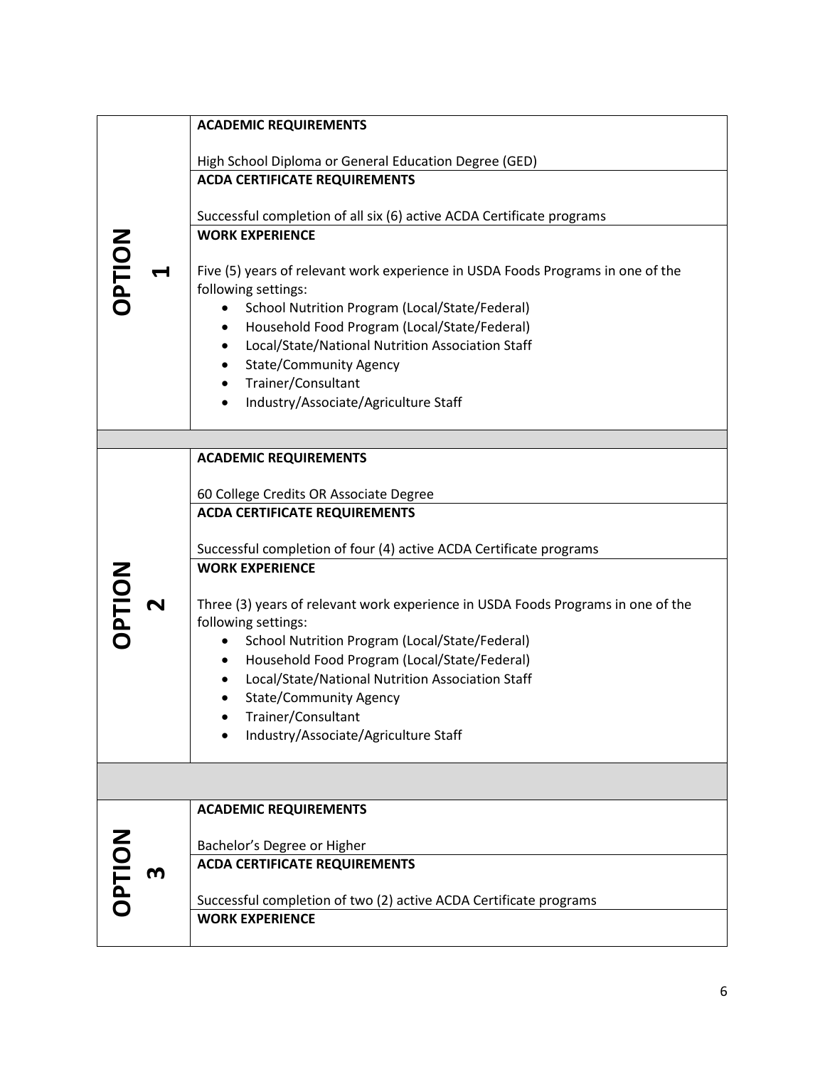| | |
|---|---|
| **OPTION 1** | **ACADEMIC REQUIREMENTS**<br><br>High School Diploma or General Education Degree (GED) |
| | **ACDA CERTIFICATE REQUIREMENTS**<br><br>Successful completion of all six (6) active ACDA Certificate programs |
| | **WORK EXPERIENCE**<br><br>Five (5) years of relevant work experience in USDA Foods Programs in one of the following settings:<br>• School Nutrition Program (Local/State/Federal)<br>• Household Food Program (Local/State/Federal)<br>• Local/State/National Nutrition Association Staff<br>• State/Community Agency<br>• Trainer/Consultant<br>• Industry/Associate/Agriculture Staff |
| | |
| **OPTION 2** | **ACADEMIC REQUIREMENTS**<br><br>60 College Credits OR Associate Degree |
| | **ACDA CERTIFICATE REQUIREMENTS**<br><br>Successful completion of four (4) active ACDA Certificate programs |
| | **WORK EXPERIENCE**<br><br>Three (3) years of relevant work experience in USDA Foods Programs in one of the following settings:<br>• School Nutrition Program (Local/State/Federal)<br>• Household Food Program (Local/State/Federal)<br>• Local/State/National Nutrition Association Staff<br>• State/Community Agency<br>• Trainer/Consultant<br>• Industry/Associate/Agriculture Staff |
| | |
| **OPTION 3** | **ACADEMIC REQUIREMENTS**<br><br>Bachelor's Degree or Higher |
| | **ACDA CERTIFICATE REQUIREMENTS**<br><br>Successful completion of two (2) active ACDA Certificate programs |
| | **WORK EXPERIENCE** |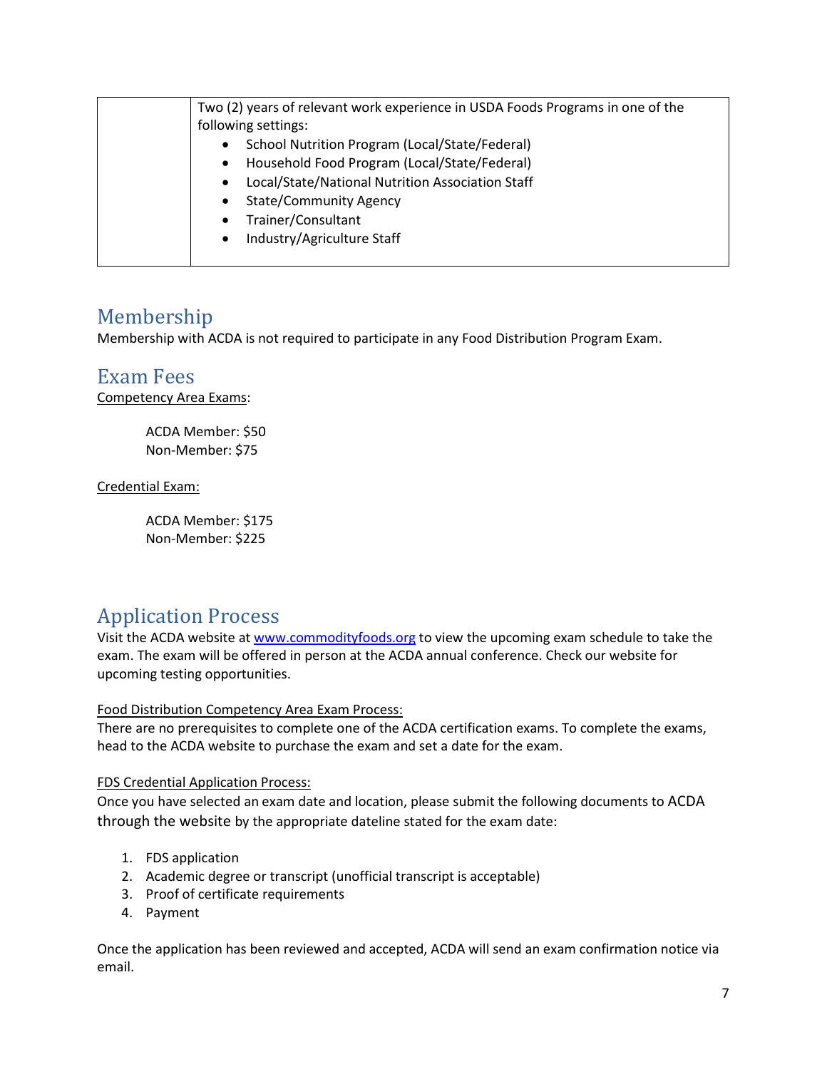| | |
|---|---|
| | Two (2) years of relevant work experience in USDA Foods Programs in one of the following settings:<br>• School Nutrition Program (Local/State/Federal)<br>• Household Food Program (Local/State/Federal)<br>• Local/State/National Nutrition Association Staff<br>• State/Community Agency<br>• Trainer/Consultant<br>• Industry/Agriculture Staff |

## Membership

Membership with ACDA is not required to participate in any Food Distribution Program Exam.

## Exam Fees

Competency Area Exams:

ACDA Member: $50
Non-Member: $75

Credential Exam:

ACDA Member: $175
Non-Member: $225

## Application Process

Visit the ACDA website at [www.commodityfoods.org](www.commodityfoods.org) to view the upcoming exam schedule to take the exam. The exam will be offered in person at the ACDA annual conference. Check our website for upcoming testing opportunities.

Food Distribution Competency Area Exam Process:

There are no prerequisites to complete one of the ACDA certification exams. To complete the exams, head to the ACDA website to purchase the exam and set a date for the exam.

FDS Credential Application Process:

Once you have selected an exam date and location, please submit the following documents to ACDA through the website by the appropriate dateline stated for the exam date:

1. FDS application
2. Academic degree or transcript (unofficial transcript is acceptable)
3. Proof of certificate requirements
4. Payment

Once the application has been reviewed and accepted, ACDA will send an exam confirmation notice via email.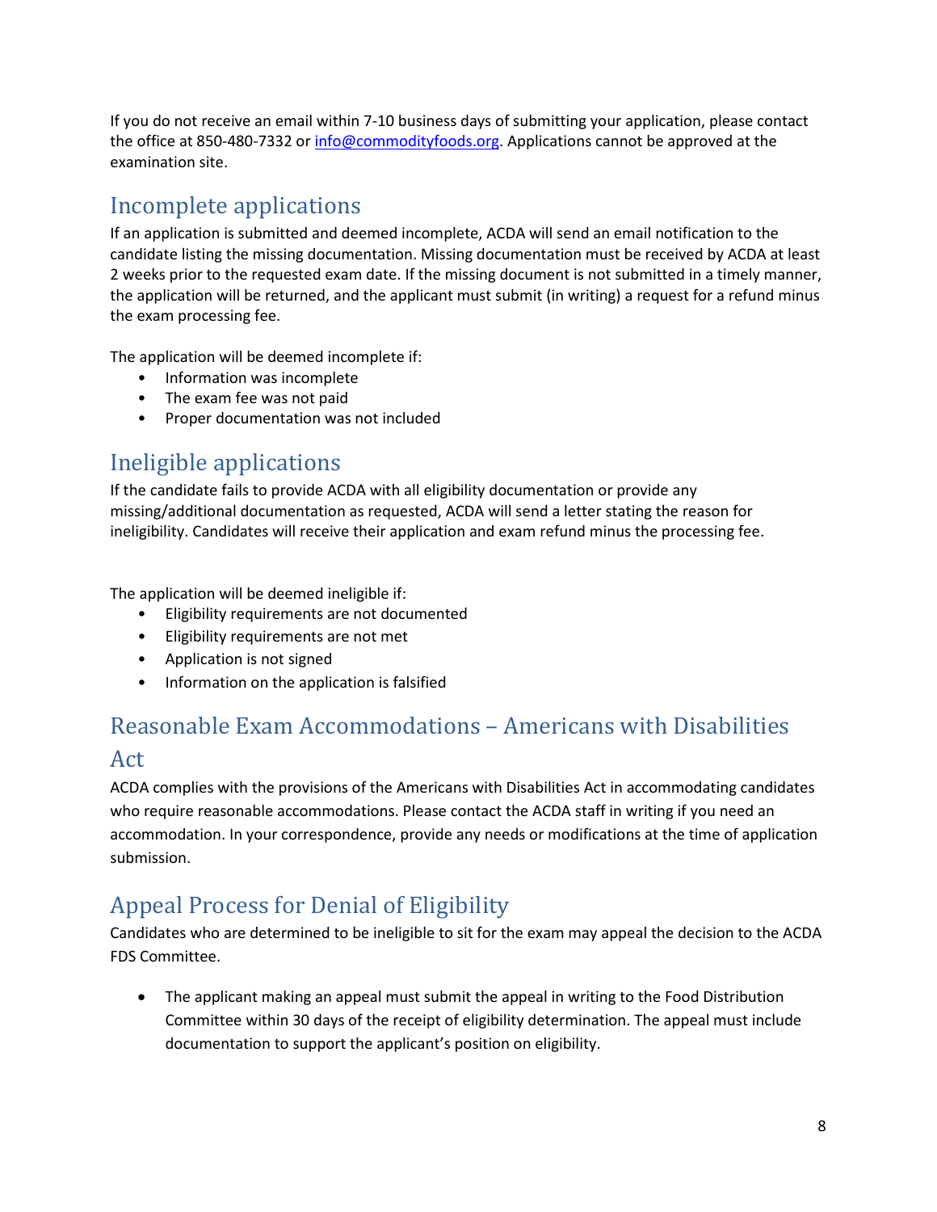If you do not receive an email within 7-10 business days of submitting your application, please contact the office at 850-480-7332 or [info@commodityfoods.org](mailto:info@commodityfoods.org). Applications cannot be approved at the examination site.

## Incomplete applications

If an application is submitted and deemed incomplete, ACDA will send an email notification to the candidate listing the missing documentation. Missing documentation must be received by ACDA at least 2 weeks prior to the requested exam date. If the missing document is not submitted in a timely manner, the application will be returned, and the applicant must submit (in writing) a request for a refund minus the exam processing fee.

The application will be deemed incomplete if:

- Information was incomplete
- The exam fee was not paid
- Proper documentation was not included

## Ineligible applications

If the candidate fails to provide ACDA with all eligibility documentation or provide any missing/additional documentation as requested, ACDA will send a letter stating the reason for ineligibility. Candidates will receive their application and exam refund minus the processing fee.

The application will be deemed ineligible if:

- Eligibility requirements are not documented
- Eligibility requirements are not met
- Application is not signed
- Information on the application is falsified

## Reasonable Exam Accommodations – Americans with Disabilities Act

ACDA complies with the provisions of the Americans with Disabilities Act in accommodating candidates who require reasonable accommodations. Please contact the ACDA staff in writing if you need an accommodation. In your correspondence, provide any needs or modifications at the time of application submission.

## Appeal Process for Denial of Eligibility

Candidates who are determined to be ineligible to sit for the exam may appeal the decision to the ACDA FDS Committee.

- The applicant making an appeal must submit the appeal in writing to the Food Distribution Committee within 30 days of the receipt of eligibility determination. The appeal must include documentation to support the applicant's position on eligibility.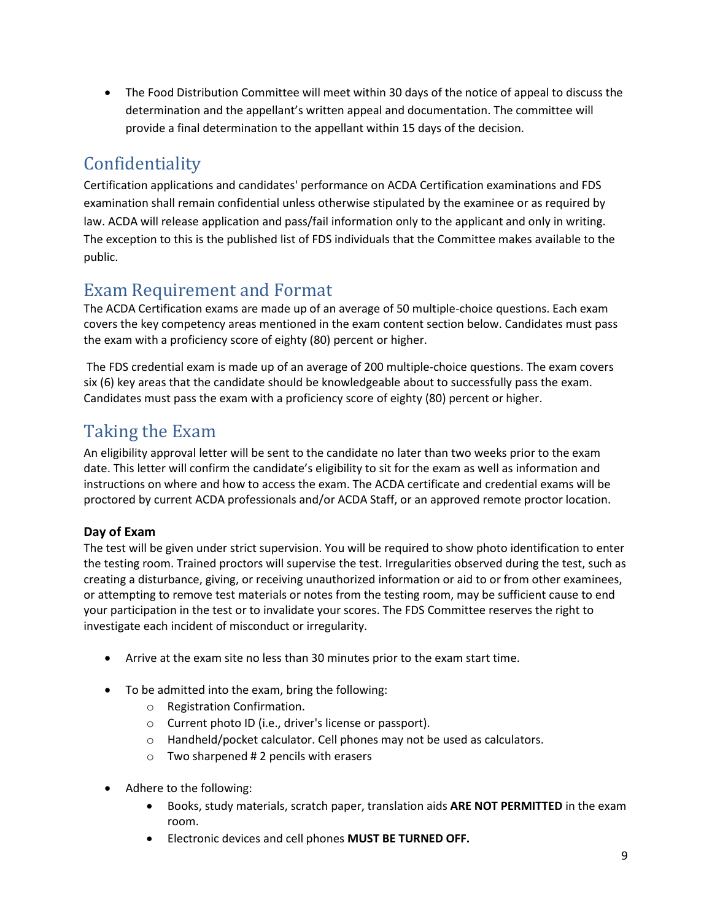- The Food Distribution Committee will meet within 30 days of the notice of appeal to discuss the determination and the appellant's written appeal and documentation. The committee will provide a final determination to the appellant within 15 days of the decision.

## Confidentiality

Certification applications and candidates' performance on ACDA Certification examinations and FDS examination shall remain confidential unless otherwise stipulated by the examinee or as required by law. ACDA will release application and pass/fail information only to the applicant and only in writing. The exception to this is the published list of FDS individuals that the Committee makes available to the public.

## Exam Requirement and Format

The ACDA Certification exams are made up of an average of 50 multiple-choice questions. Each exam covers the key competency areas mentioned in the exam content section below. Candidates must pass the exam with a proficiency score of eighty (80) percent or higher.

The FDS credential exam is made up of an average of 200 multiple-choice questions. The exam covers six (6) key areas that the candidate should be knowledgeable about to successfully pass the exam. Candidates must pass the exam with a proficiency score of eighty (80) percent or higher.

## Taking the Exam

An eligibility approval letter will be sent to the candidate no later than two weeks prior to the exam date. This letter will confirm the candidate's eligibility to sit for the exam as well as information and instructions on where and how to access the exam. The ACDA certificate and credential exams will be proctored by current ACDA professionals and/or ACDA Staff, or an approved remote proctor location.

### Day of Exam

The test will be given under strict supervision. You will be required to show photo identification to enter the testing room. Trained proctors will supervise the test. Irregularities observed during the test, such as creating a disturbance, giving, or receiving unauthorized information or aid to or from other examinees, or attempting to remove test materials or notes from the testing room, may be sufficient cause to end your participation in the test or to invalidate your scores. The FDS Committee reserves the right to investigate each incident of misconduct or irregularity.

- Arrive at the exam site no less than 30 minutes prior to the exam start time.
- To be admitted into the exam, bring the following:
  - Registration Confirmation.
  - Current photo ID (i.e., driver's license or passport).
  - Handheld/pocket calculator. Cell phones may not be used as calculators.
  - Two sharpened # 2 pencils with erasers
- Adhere to the following:
  - Books, study materials, scratch paper, translation aids **ARE NOT PERMITTED** in the exam room.
  - Electronic devices and cell phones **MUST BE TURNED OFF.**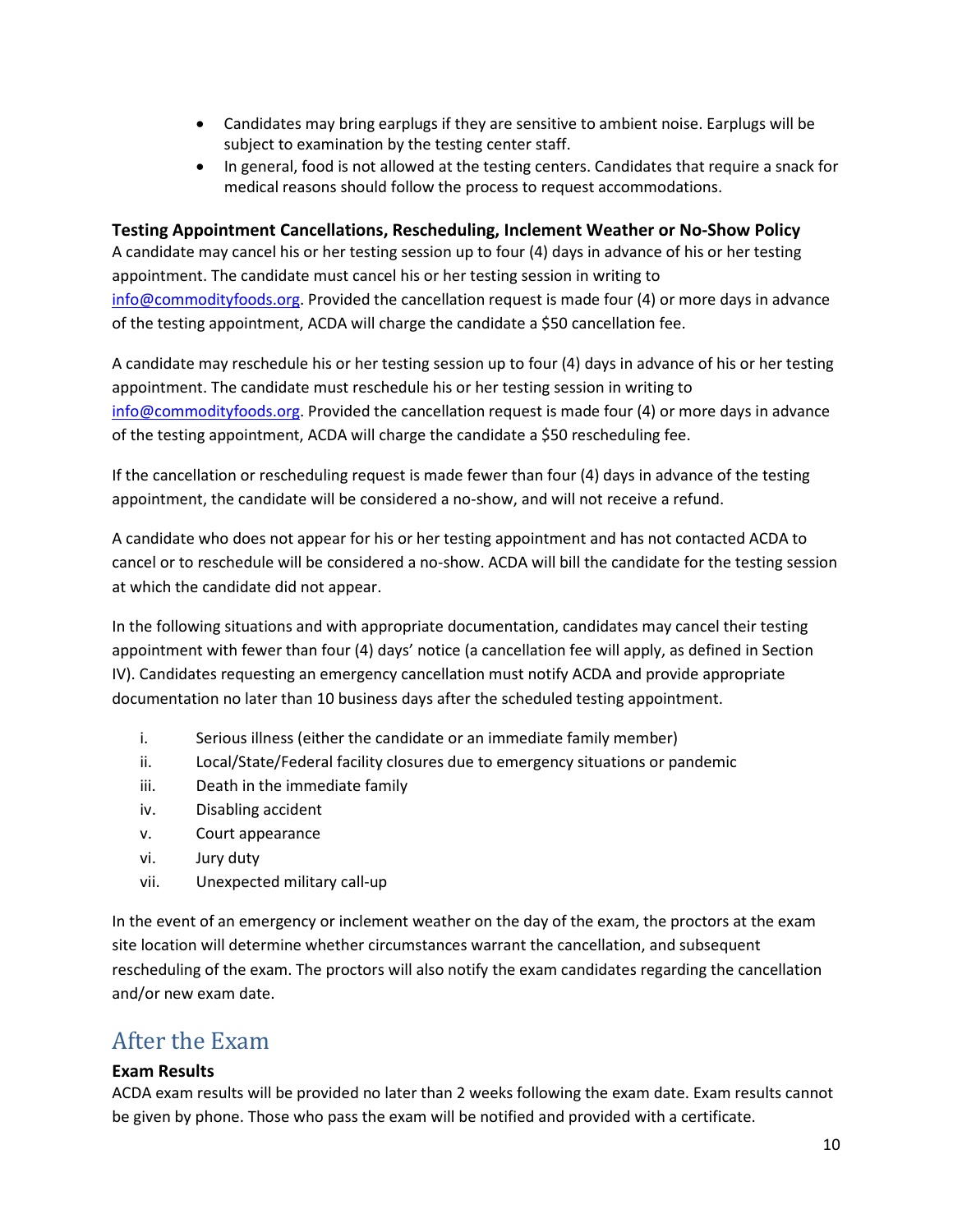- Candidates may bring earplugs if they are sensitive to ambient noise. Earplugs will be subject to examination by the testing center staff.
- In general, food is not allowed at the testing centers. Candidates that require a snack for medical reasons should follow the process to request accommodations.

**Testing Appointment Cancellations, Rescheduling, Inclement Weather or No-Show Policy**

A candidate may cancel his or her testing session up to four (4) days in advance of his or her testing appointment. The candidate must cancel his or her testing session in writing to info@commodityfoods.org. Provided the cancellation request is made four (4) or more days in advance of the testing appointment, ACDA will charge the candidate a $50 cancellation fee.

A candidate may reschedule his or her testing session up to four (4) days in advance of his or her testing appointment. The candidate must reschedule his or her testing session in writing to info@commodityfoods.org. Provided the cancellation request is made four (4) or more days in advance of the testing appointment, ACDA will charge the candidate a $50 rescheduling fee.

If the cancellation or rescheduling request is made fewer than four (4) days in advance of the testing appointment, the candidate will be considered a no-show, and will not receive a refund.

A candidate who does not appear for his or her testing appointment and has not contacted ACDA to cancel or to reschedule will be considered a no-show. ACDA will bill the candidate for the testing session at which the candidate did not appear.

In the following situations and with appropriate documentation, candidates may cancel their testing appointment with fewer than four (4) days' notice (a cancellation fee will apply, as defined in Section IV). Candidates requesting an emergency cancellation must notify ACDA and provide appropriate documentation no later than 10 business days after the scheduled testing appointment.

i. Serious illness (either the candidate or an immediate family member)
ii. Local/State/Federal facility closures due to emergency situations or pandemic
iii. Death in the immediate family
iv. Disabling accident
v. Court appearance
vi. Jury duty
vii. Unexpected military call-up

In the event of an emergency or inclement weather on the day of the exam, the proctors at the exam site location will determine whether circumstances warrant the cancellation, and subsequent rescheduling of the exam. The proctors will also notify the exam candidates regarding the cancellation and/or new exam date.

## After the Exam

**Exam Results**

ACDA exam results will be provided no later than 2 weeks following the exam date. Exam results cannot be given by phone. Those who pass the exam will be notified and provided with a certificate.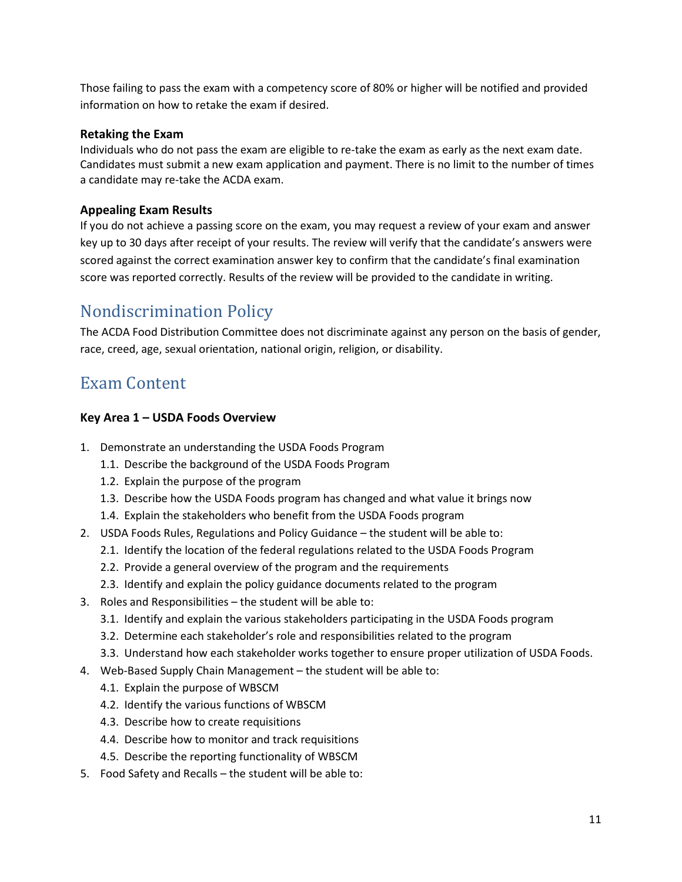Those failing to pass the exam with a competency score of 80% or higher will be notified and provided information on how to retake the exam if desired.

**Retaking the Exam**

Individuals who do not pass the exam are eligible to re-take the exam as early as the next exam date. Candidates must submit a new exam application and payment. There is no limit to the number of times a candidate may re-take the ACDA exam.

**Appealing Exam Results**

If you do not achieve a passing score on the exam, you may request a review of your exam and answer key up to 30 days after receipt of your results. The review will verify that the candidate's answers were scored against the correct examination answer key to confirm that the candidate's final examination score was reported correctly. Results of the review will be provided to the candidate in writing.

## Nondiscrimination Policy

The ACDA Food Distribution Committee does not discriminate against any person on the basis of gender, race, creed, age, sexual orientation, national origin, religion, or disability.

## Exam Content

**Key Area 1 – USDA Foods Overview**

1. Demonstrate an understanding the USDA Foods Program
   1.1. Describe the background of the USDA Foods Program
   1.2. Explain the purpose of the program
   1.3. Describe how the USDA Foods program has changed and what value it brings now
   1.4. Explain the stakeholders who benefit from the USDA Foods program
2. USDA Foods Rules, Regulations and Policy Guidance – the student will be able to:
   2.1. Identify the location of the federal regulations related to the USDA Foods Program
   2.2. Provide a general overview of the program and the requirements
   2.3. Identify and explain the policy guidance documents related to the program
3. Roles and Responsibilities – the student will be able to:
   3.1. Identify and explain the various stakeholders participating in the USDA Foods program
   3.2. Determine each stakeholder's role and responsibilities related to the program
   3.3. Understand how each stakeholder works together to ensure proper utilization of USDA Foods.
4. Web-Based Supply Chain Management – the student will be able to:
   4.1. Explain the purpose of WBSCM
   4.2. Identify the various functions of WBSCM
   4.3. Describe how to create requisitions
   4.4. Describe how to monitor and track requisitions
   4.5. Describe the reporting functionality of WBSCM
5. Food Safety and Recalls – the student will be able to: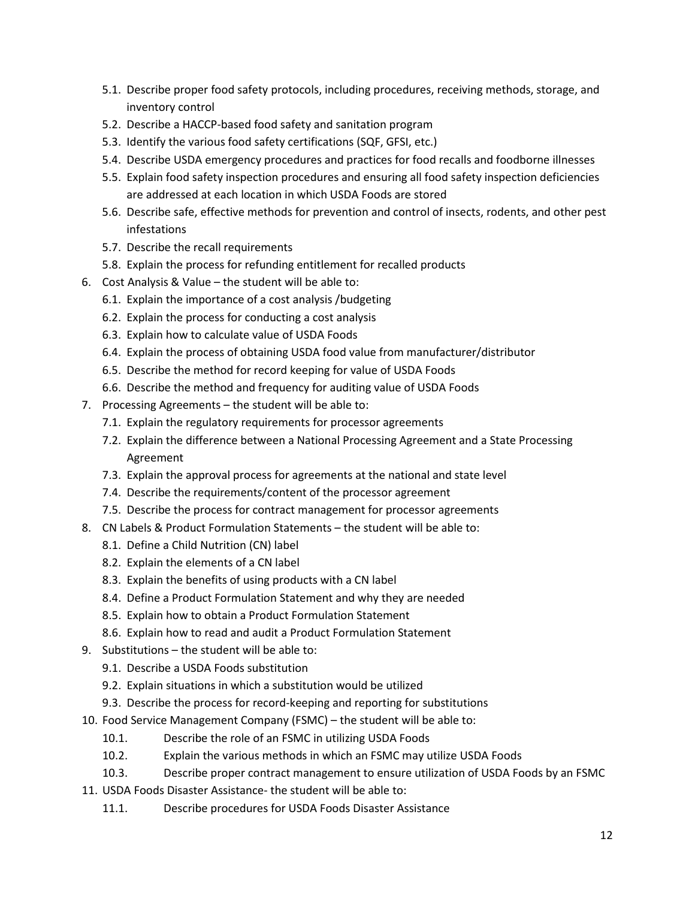- 5.1. Describe proper food safety protocols, including procedures, receiving methods, storage, and inventory control
- 5.2. Describe a HACCP-based food safety and sanitation program
- 5.3. Identify the various food safety certifications (SQF, GFSI, etc.)
- 5.4. Describe USDA emergency procedures and practices for food recalls and foodborne illnesses
- 5.5. Explain food safety inspection procedures and ensuring all food safety inspection deficiencies are addressed at each location in which USDA Foods are stored
- 5.6. Describe safe, effective methods for prevention and control of insects, rodents, and other pest infestations
- 5.7. Describe the recall requirements
- 5.8. Explain the process for refunding entitlement for recalled products

6. Cost Analysis & Value – the student will be able to:
   - 6.1. Explain the importance of a cost analysis /budgeting
   - 6.2. Explain the process for conducting a cost analysis
   - 6.3. Explain how to calculate value of USDA Foods
   - 6.4. Explain the process of obtaining USDA food value from manufacturer/distributor
   - 6.5. Describe the method for record keeping for value of USDA Foods
   - 6.6. Describe the method and frequency for auditing value of USDA Foods
7. Processing Agreements – the student will be able to:
   - 7.1. Explain the regulatory requirements for processor agreements
   - 7.2. Explain the difference between a National Processing Agreement and a State Processing Agreement
   - 7.3. Explain the approval process for agreements at the national and state level
   - 7.4. Describe the requirements/content of the processor agreement
   - 7.5. Describe the process for contract management for processor agreements
8. CN Labels & Product Formulation Statements – the student will be able to:
   - 8.1. Define a Child Nutrition (CN) label
   - 8.2. Explain the elements of a CN label
   - 8.3. Explain the benefits of using products with a CN label
   - 8.4. Define a Product Formulation Statement and why they are needed
   - 8.5. Explain how to obtain a Product Formulation Statement
   - 8.6. Explain how to read and audit a Product Formulation Statement
9. Substitutions – the student will be able to:
   - 9.1. Describe a USDA Foods substitution
   - 9.2. Explain situations in which a substitution would be utilized
   - 9.3. Describe the process for record-keeping and reporting for substitutions
10. Food Service Management Company (FSMC) – the student will be able to:
    - 10.1. Describe the role of an FSMC in utilizing USDA Foods
    - 10.2. Explain the various methods in which an FSMC may utilize USDA Foods
    - 10.3. Describe proper contract management to ensure utilization of USDA Foods by an FSMC
11. USDA Foods Disaster Assistance- the student will be able to:
    - 11.1. Describe procedures for USDA Foods Disaster Assistance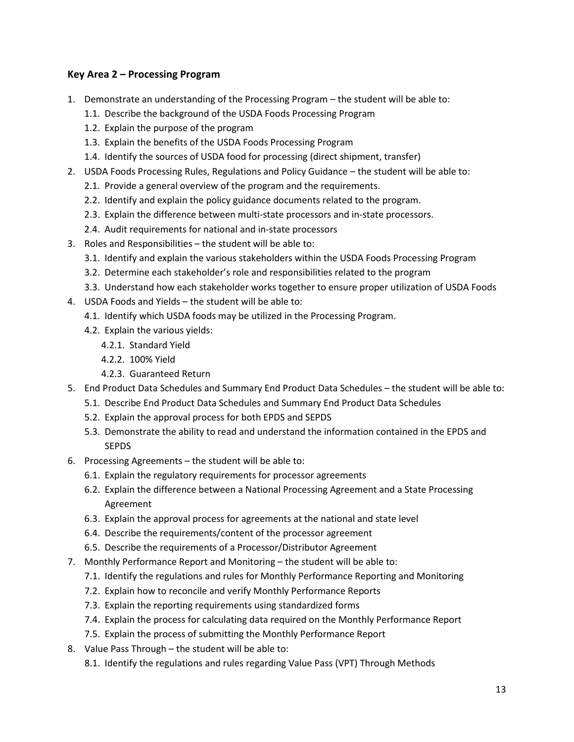### Key Area 2 – Processing Program

1. Demonstrate an understanding of the Processing Program – the student will be able to:
   1.1. Describe the background of the USDA Foods Processing Program
   1.2. Explain the purpose of the program
   1.3. Explain the benefits of the USDA Foods Processing Program
   1.4. Identify the sources of USDA food for processing (direct shipment, transfer)
2. USDA Foods Processing Rules, Regulations and Policy Guidance – the student will be able to:
   2.1. Provide a general overview of the program and the requirements.
   2.2. Identify and explain the policy guidance documents related to the program.
   2.3. Explain the difference between multi-state processors and in-state processors.
   2.4. Audit requirements for national and in-state processors
3. Roles and Responsibilities – the student will be able to:
   3.1. Identify and explain the various stakeholders within the USDA Foods Processing Program
   3.2. Determine each stakeholder's role and responsibilities related to the program
   3.3. Understand how each stakeholder works together to ensure proper utilization of USDA Foods
4. USDA Foods and Yields – the student will be able to:
   4.1. Identify which USDA foods may be utilized in the Processing Program.
   4.2. Explain the various yields:
      4.2.1. Standard Yield
      4.2.2. 100% Yield
      4.2.3. Guaranteed Return
5. End Product Data Schedules and Summary End Product Data Schedules – the student will be able to:
   5.1. Describe End Product Data Schedules and Summary End Product Data Schedules
   5.2. Explain the approval process for both EPDS and SEPDS
   5.3. Demonstrate the ability to read and understand the information contained in the EPDS and SEPDS
6. Processing Agreements – the student will be able to:
   6.1. Explain the regulatory requirements for processor agreements
   6.2. Explain the difference between a National Processing Agreement and a State Processing Agreement
   6.3. Explain the approval process for agreements at the national and state level
   6.4. Describe the requirements/content of the processor agreement
   6.5. Describe the requirements of a Processor/Distributor Agreement
7. Monthly Performance Report and Monitoring – the student will be able to:
   7.1. Identify the regulations and rules for Monthly Performance Reporting and Monitoring
   7.2. Explain how to reconcile and verify Monthly Performance Reports
   7.3. Explain the reporting requirements using standardized forms
   7.4. Explain the process for calculating data required on the Monthly Performance Report
   7.5. Explain the process of submitting the Monthly Performance Report
8. Value Pass Through – the student will be able to:
   8.1. Identify the regulations and rules regarding Value Pass (VPT) Through Methods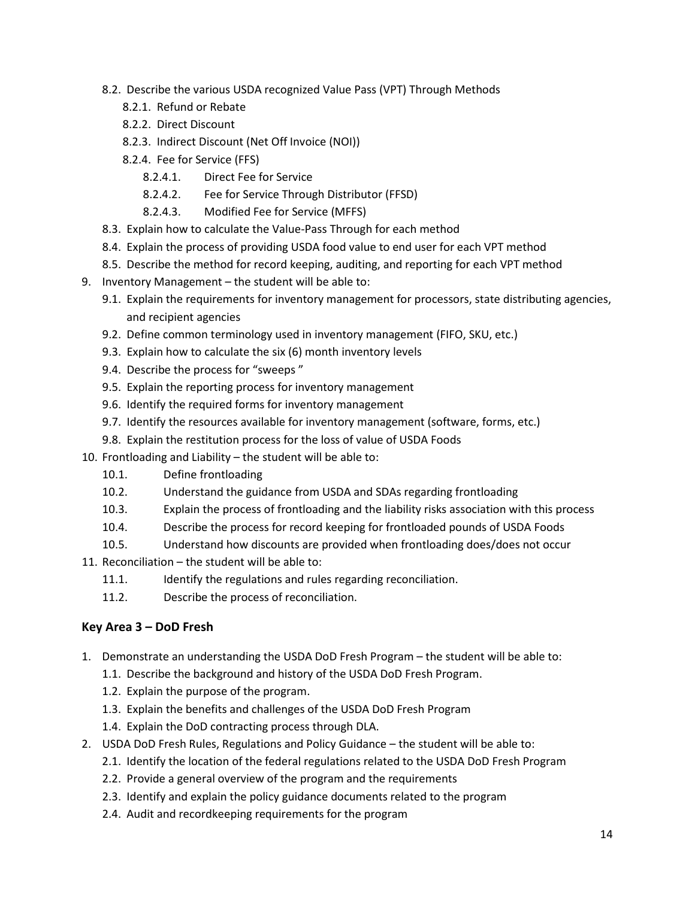- 8.2. Describe the various USDA recognized Value Pass (VPT) Through Methods
  - 8.2.1. Refund or Rebate
  - 8.2.2. Direct Discount
  - 8.2.3. Indirect Discount (Net Off Invoice (NOI))
  - 8.2.4. Fee for Service (FFS)
    - 8.2.4.1. Direct Fee for Service
    - 8.2.4.2. Fee for Service Through Distributor (FFSD)
    - 8.2.4.3. Modified Fee for Service (MFFS)
- 8.3. Explain how to calculate the Value-Pass Through for each method
- 8.4. Explain the process of providing USDA food value to end user for each VPT method
- 8.5. Describe the method for record keeping, auditing, and reporting for each VPT method

9. Inventory Management – the student will be able to:
   - 9.1. Explain the requirements for inventory management for processors, state distributing agencies, and recipient agencies
   - 9.2. Define common terminology used in inventory management (FIFO, SKU, etc.)
   - 9.3. Explain how to calculate the six (6) month inventory levels
   - 9.4. Describe the process for "sweeps "
   - 9.5. Explain the reporting process for inventory management
   - 9.6. Identify the required forms for inventory management
   - 9.7. Identify the resources available for inventory management (software, forms, etc.)
   - 9.8. Explain the restitution process for the loss of value of USDA Foods
10. Frontloading and Liability – the student will be able to:
    - 10.1. Define frontloading
    - 10.2. Understand the guidance from USDA and SDAs regarding frontloading
    - 10.3. Explain the process of frontloading and the liability risks association with this process
    - 10.4. Describe the process for record keeping for frontloaded pounds of USDA Foods
    - 10.5. Understand how discounts are provided when frontloading does/does not occur
11. Reconciliation – the student will be able to:
    - 11.1. Identify the regulations and rules regarding reconciliation.
    - 11.2. Describe the process of reconciliation.

### Key Area 3 – DoD Fresh

1. Demonstrate an understanding the USDA DoD Fresh Program – the student will be able to:
   - 1.1. Describe the background and history of the USDA DoD Fresh Program.
   - 1.2. Explain the purpose of the program.
   - 1.3. Explain the benefits and challenges of the USDA DoD Fresh Program
   - 1.4. Explain the DoD contracting process through DLA.
2. USDA DoD Fresh Rules, Regulations and Policy Guidance – the student will be able to:
   - 2.1. Identify the location of the federal regulations related to the USDA DoD Fresh Program
   - 2.2. Provide a general overview of the program and the requirements
   - 2.3. Identify and explain the policy guidance documents related to the program
   - 2.4. Audit and recordkeeping requirements for the program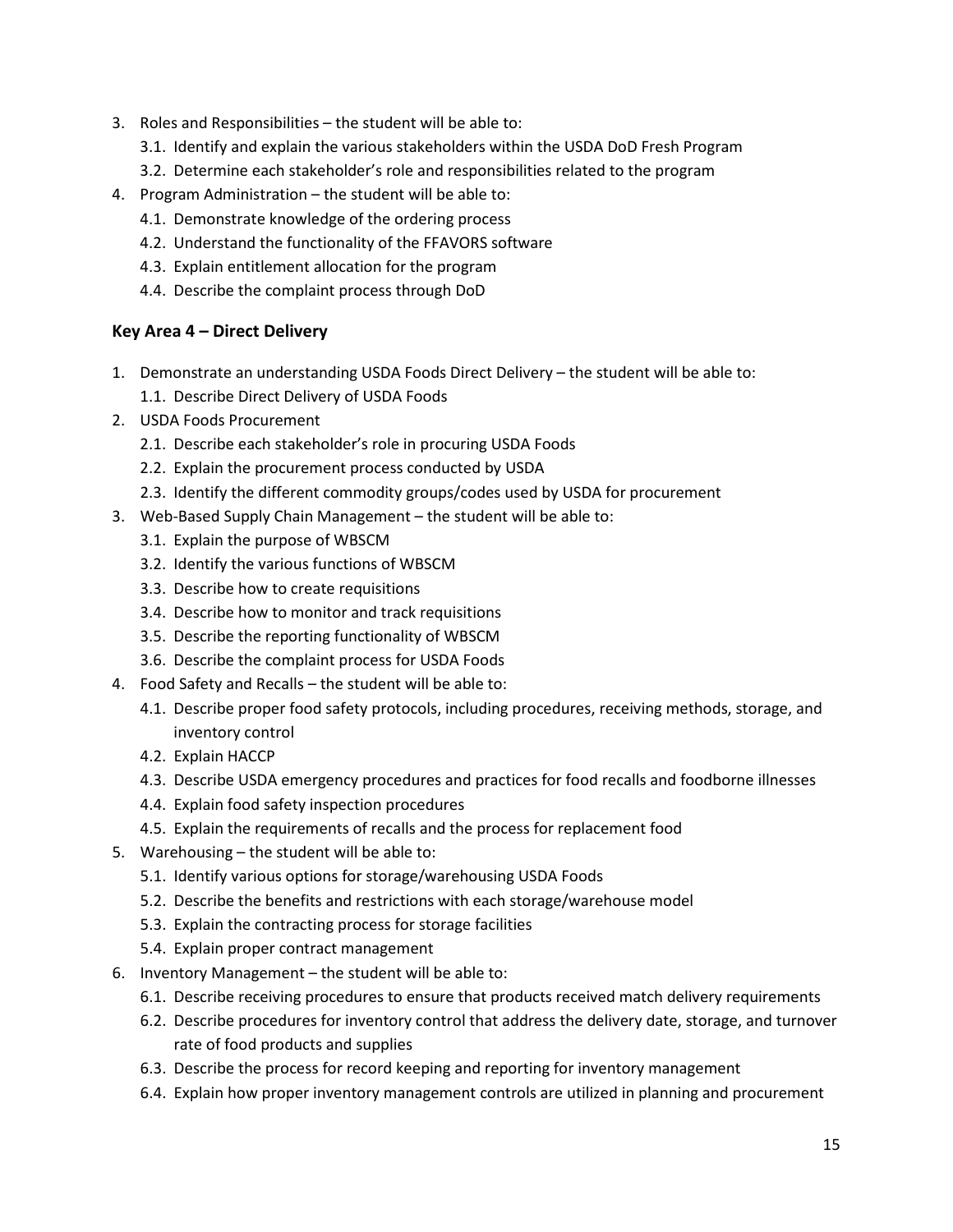3. Roles and Responsibilities – the student will be able to:
   3.1. Identify and explain the various stakeholders within the USDA DoD Fresh Program
   3.2. Determine each stakeholder's role and responsibilities related to the program
4. Program Administration – the student will be able to:
   4.1. Demonstrate knowledge of the ordering process
   4.2. Understand the functionality of the FFAVORS software
   4.3. Explain entitlement allocation for the program
   4.4. Describe the complaint process through DoD

### Key Area 4 – Direct Delivery

1. Demonstrate an understanding USDA Foods Direct Delivery – the student will be able to:
   1.1. Describe Direct Delivery of USDA Foods
2. USDA Foods Procurement
   2.1. Describe each stakeholder's role in procuring USDA Foods
   2.2. Explain the procurement process conducted by USDA
   2.3. Identify the different commodity groups/codes used by USDA for procurement
3. Web-Based Supply Chain Management – the student will be able to:
   3.1. Explain the purpose of WBSCM
   3.2. Identify the various functions of WBSCM
   3.3. Describe how to create requisitions
   3.4. Describe how to monitor and track requisitions
   3.5. Describe the reporting functionality of WBSCM
   3.6. Describe the complaint process for USDA Foods
4. Food Safety and Recalls – the student will be able to:
   4.1. Describe proper food safety protocols, including procedures, receiving methods, storage, and inventory control
   4.2. Explain HACCP
   4.3. Describe USDA emergency procedures and practices for food recalls and foodborne illnesses
   4.4. Explain food safety inspection procedures
   4.5. Explain the requirements of recalls and the process for replacement food
5. Warehousing – the student will be able to:
   5.1. Identify various options for storage/warehousing USDA Foods
   5.2. Describe the benefits and restrictions with each storage/warehouse model
   5.3. Explain the contracting process for storage facilities
   5.4. Explain proper contract management
6. Inventory Management – the student will be able to:
   6.1. Describe receiving procedures to ensure that products received match delivery requirements
   6.2. Describe procedures for inventory control that address the delivery date, storage, and turnover rate of food products and supplies
   6.3. Describe the process for record keeping and reporting for inventory management
   6.4. Explain how proper inventory management controls are utilized in planning and procurement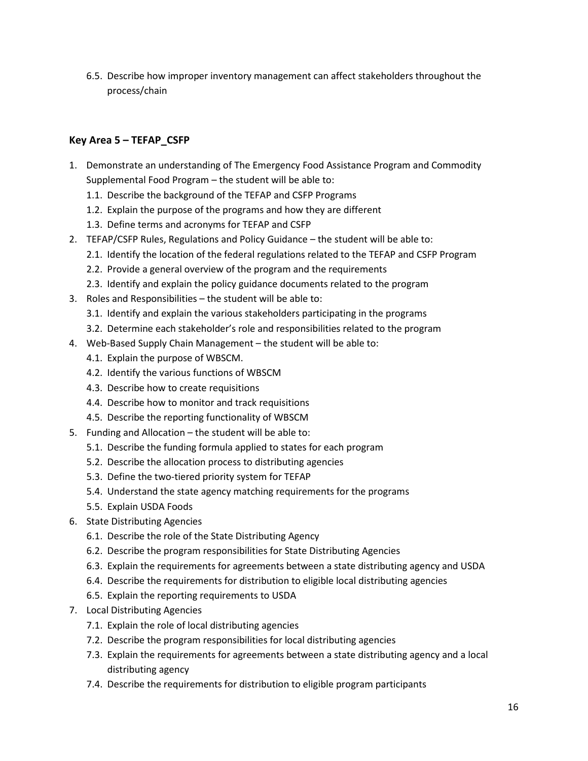6.5. Describe how improper inventory management can affect stakeholders throughout the process/chain

### Key Area 5 – TEFAP_CSFP

1. Demonstrate an understanding of The Emergency Food Assistance Program and Commodity Supplemental Food Program – the student will be able to:
   1.1. Describe the background of the TEFAP and CSFP Programs
   1.2. Explain the purpose of the programs and how they are different
   1.3. Define terms and acronyms for TEFAP and CSFP
2. TEFAP/CSFP Rules, Regulations and Policy Guidance – the student will be able to:
   2.1. Identify the location of the federal regulations related to the TEFAP and CSFP Program
   2.2. Provide a general overview of the program and the requirements
   2.3. Identify and explain the policy guidance documents related to the program
3. Roles and Responsibilities – the student will be able to:
   3.1. Identify and explain the various stakeholders participating in the programs
   3.2. Determine each stakeholder's role and responsibilities related to the program
4. Web-Based Supply Chain Management – the student will be able to:
   4.1. Explain the purpose of WBSCM.
   4.2. Identify the various functions of WBSCM
   4.3. Describe how to create requisitions
   4.4. Describe how to monitor and track requisitions
   4.5. Describe the reporting functionality of WBSCM
5. Funding and Allocation – the student will be able to:
   5.1. Describe the funding formula applied to states for each program
   5.2. Describe the allocation process to distributing agencies
   5.3. Define the two-tiered priority system for TEFAP
   5.4. Understand the state agency matching requirements for the programs
   5.5. Explain USDA Foods
6. State Distributing Agencies
   6.1. Describe the role of the State Distributing Agency
   6.2. Describe the program responsibilities for State Distributing Agencies
   6.3. Explain the requirements for agreements between a state distributing agency and USDA
   6.4. Describe the requirements for distribution to eligible local distributing agencies
   6.5. Explain the reporting requirements to USDA
7. Local Distributing Agencies
   7.1. Explain the role of local distributing agencies
   7.2. Describe the program responsibilities for local distributing agencies
   7.3. Explain the requirements for agreements between a state distributing agency and a local distributing agency
   7.4. Describe the requirements for distribution to eligible program participants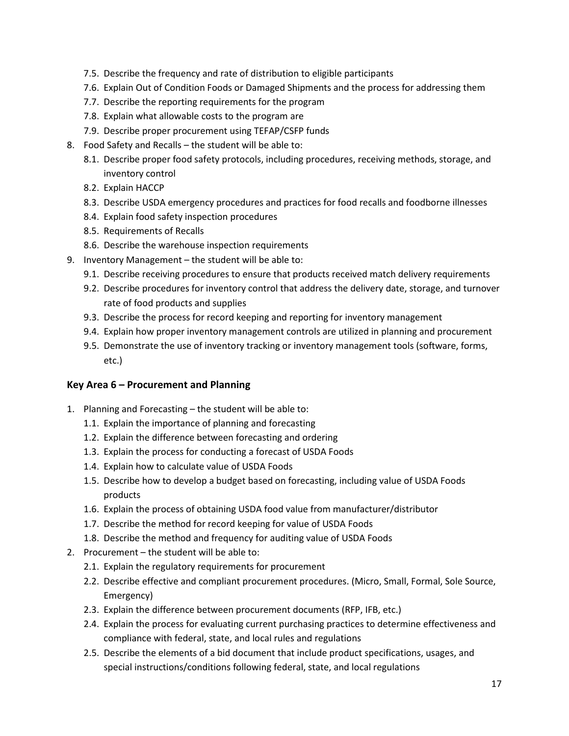- 7.5. Describe the frequency and rate of distribution to eligible participants
- 7.6. Explain Out of Condition Foods or Damaged Shipments and the process for addressing them
- 7.7. Describe the reporting requirements for the program
- 7.8. Explain what allowable costs to the program are
- 7.9. Describe proper procurement using TEFAP/CSFP funds

8. Food Safety and Recalls – the student will be able to:
   - 8.1. Describe proper food safety protocols, including procedures, receiving methods, storage, and inventory control
   - 8.2. Explain HACCP
   - 8.3. Describe USDA emergency procedures and practices for food recalls and foodborne illnesses
   - 8.4. Explain food safety inspection procedures
   - 8.5. Requirements of Recalls
   - 8.6. Describe the warehouse inspection requirements
9. Inventory Management – the student will be able to:
   - 9.1. Describe receiving procedures to ensure that products received match delivery requirements
   - 9.2. Describe procedures for inventory control that address the delivery date, storage, and turnover rate of food products and supplies
   - 9.3. Describe the process for record keeping and reporting for inventory management
   - 9.4. Explain how proper inventory management controls are utilized in planning and procurement
   - 9.5. Demonstrate the use of inventory tracking or inventory management tools (software, forms, etc.)

### Key Area 6 – Procurement and Planning

1. Planning and Forecasting – the student will be able to:
   - 1.1. Explain the importance of planning and forecasting
   - 1.2. Explain the difference between forecasting and ordering
   - 1.3. Explain the process for conducting a forecast of USDA Foods
   - 1.4. Explain how to calculate value of USDA Foods
   - 1.5. Describe how to develop a budget based on forecasting, including value of USDA Foods products
   - 1.6. Explain the process of obtaining USDA food value from manufacturer/distributor
   - 1.7. Describe the method for record keeping for value of USDA Foods
   - 1.8. Describe the method and frequency for auditing value of USDA Foods
2. Procurement – the student will be able to:
   - 2.1. Explain the regulatory requirements for procurement
   - 2.2. Describe effective and compliant procurement procedures. (Micro, Small, Formal, Sole Source, Emergency)
   - 2.3. Explain the difference between procurement documents (RFP, IFB, etc.)
   - 2.4. Explain the process for evaluating current purchasing practices to determine effectiveness and compliance with federal, state, and local rules and regulations
   - 2.5. Describe the elements of a bid document that include product specifications, usages, and special instructions/conditions following federal, state, and local regulations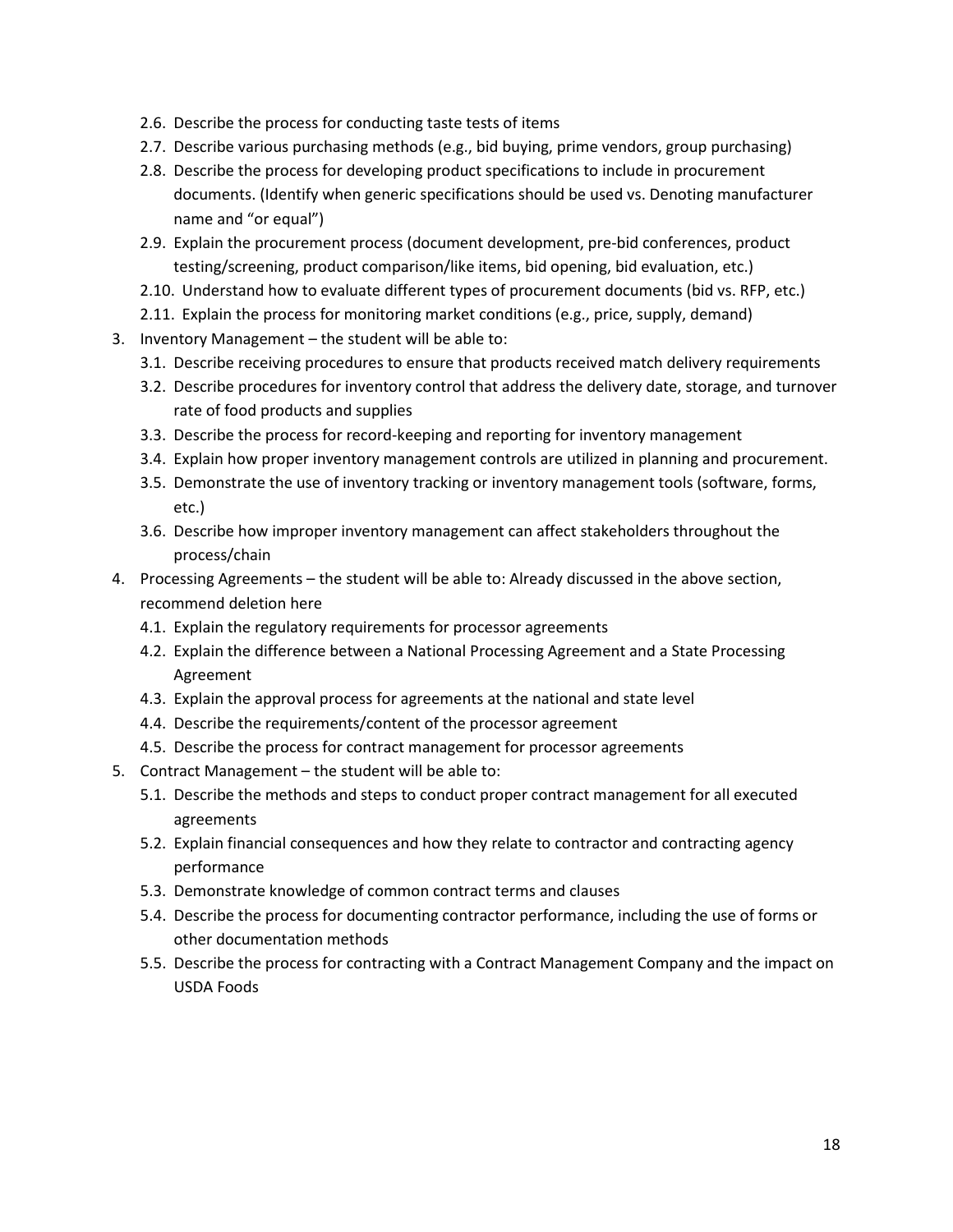- 2.6. Describe the process for conducting taste tests of items
- 2.7. Describe various purchasing methods (e.g., bid buying, prime vendors, group purchasing)
- 2.8. Describe the process for developing product specifications to include in procurement documents. (Identify when generic specifications should be used vs. Denoting manufacturer name and "or equal")
- 2.9. Explain the procurement process (document development, pre-bid conferences, product testing/screening, product comparison/like items, bid opening, bid evaluation, etc.)
- 2.10. Understand how to evaluate different types of procurement documents (bid vs. RFP, etc.)
- 2.11. Explain the process for monitoring market conditions (e.g., price, supply, demand)

3. Inventory Management – the student will be able to:
   - 3.1. Describe receiving procedures to ensure that products received match delivery requirements
   - 3.2. Describe procedures for inventory control that address the delivery date, storage, and turnover rate of food products and supplies
   - 3.3. Describe the process for record-keeping and reporting for inventory management
   - 3.4. Explain how proper inventory management controls are utilized in planning and procurement.
   - 3.5. Demonstrate the use of inventory tracking or inventory management tools (software, forms, etc.)
   - 3.6. Describe how improper inventory management can affect stakeholders throughout the process/chain
4. Processing Agreements – the student will be able to: Already discussed in the above section, recommend deletion here
   - 4.1. Explain the regulatory requirements for processor agreements
   - 4.2. Explain the difference between a National Processing Agreement and a State Processing Agreement
   - 4.3. Explain the approval process for agreements at the national and state level
   - 4.4. Describe the requirements/content of the processor agreement
   - 4.5. Describe the process for contract management for processor agreements
5. Contract Management – the student will be able to:
   - 5.1. Describe the methods and steps to conduct proper contract management for all executed agreements
   - 5.2. Explain financial consequences and how they relate to contractor and contracting agency performance
   - 5.3. Demonstrate knowledge of common contract terms and clauses
   - 5.4. Describe the process for documenting contractor performance, including the use of forms or other documentation methods
   - 5.5. Describe the process for contracting with a Contract Management Company and the impact on USDA Foods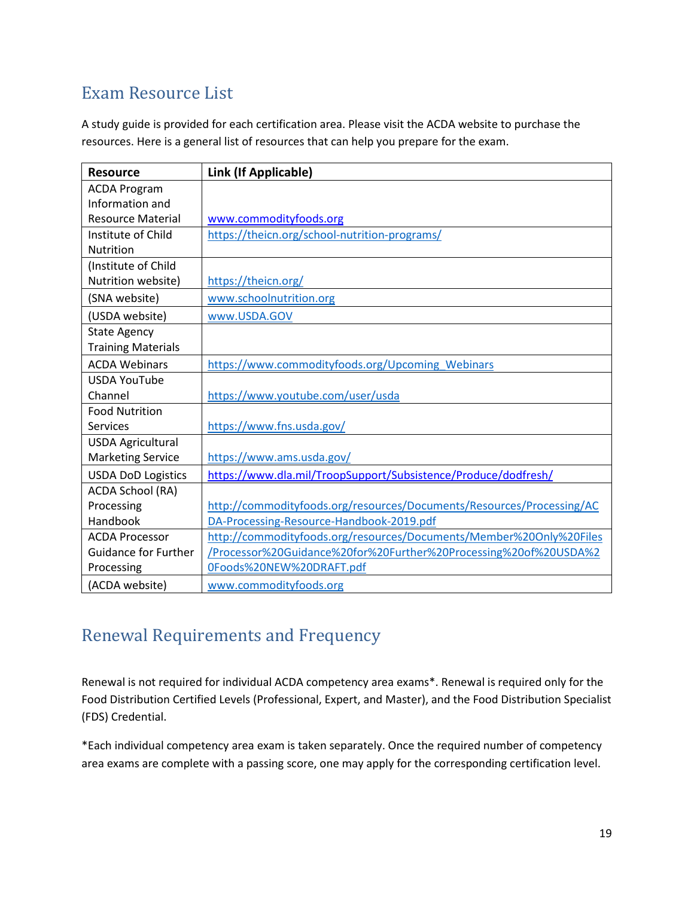## Exam Resource List

A study guide is provided for each certification area. Please visit the ACDA website to purchase the resources. Here is a general list of resources that can help you prepare for the exam.

| Resource | Link (If Applicable) |
|---|---|
| ACDA Program Information and Resource Material | www.commodityfoods.org |
| Institute of Child Nutrition | https://theicn.org/school-nutrition-programs/ |
| (Institute of Child Nutrition website) | https://theicn.org/ |
| (SNA website) | www.schoolnutrition.org |
| (USDA website) | www.USDA.GOV |
| State Agency Training Materials | |
| ACDA Webinars | https://www.commodityfoods.org/Upcoming_Webinars |
| USDA YouTube Channel | https://www.youtube.com/user/usda |
| Food Nutrition Services | https://www.fns.usda.gov/ |
| USDA Agricultural Marketing Service | https://www.ams.usda.gov/ |
| USDA DoD Logistics | https://www.dla.mil/TroopSupport/Subsistence/Produce/dodfresh/ |
| ACDA School (RA) Processing Handbook | http://commodityfoods.org/resources/Documents/Resources/Processing/ACDA-Processing-Resource-Handbook-2019.pdf |
| ACDA Processor Guidance for Further Processing | http://commodityfoods.org/resources/Documents/Member%20Only%20Files/Processor%20Guidance%20for%20Further%20Processing%20of%20USDA%20Foods%20NEW%20DRAFT.pdf |
| (ACDA website) | www.commodityfoods.org |

## Renewal Requirements and Frequency

Renewal is not required for individual ACDA competency area exams*. Renewal is required only for the Food Distribution Certified Levels (Professional, Expert, and Master), and the Food Distribution Specialist (FDS) Credential.

*Each individual competency area exam is taken separately. Once the required number of competency area exams are complete with a passing score, one may apply for the corresponding certification level.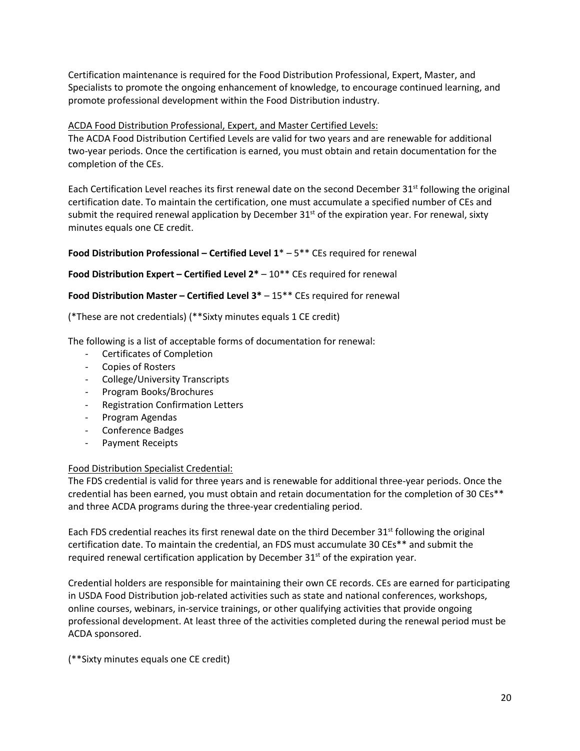Certification maintenance is required for the Food Distribution Professional, Expert, Master, and Specialists to promote the ongoing enhancement of knowledge, to encourage continued learning, and promote professional development within the Food Distribution industry.

<u>ACDA Food Distribution Professional, Expert, and Master Certified Levels:</u>
The ACDA Food Distribution Certified Levels are valid for two years and are renewable for additional two-year periods. Once the certification is earned, you must obtain and retain documentation for the completion of the CEs.

Each Certification Level reaches its first renewal date on the second December 31st following the original certification date. To maintain the certification, one must accumulate a specified number of CEs and submit the required renewal application by December 31st of the expiration year. For renewal, sixty minutes equals one CE credit.

**Food Distribution Professional – Certified Level 1*** – 5** CEs required for renewal

**Food Distribution Expert – Certified Level 2*** – 10** CEs required for renewal

**Food Distribution Master – Certified Level 3*** – 15** CEs required for renewal

(*These are not credentials) (**Sixty minutes equals 1 CE credit)

The following is a list of acceptable forms of documentation for renewal:

- Certificates of Completion
- Copies of Rosters
- College/University Transcripts
- Program Books/Brochures
- Registration Confirmation Letters
- Program Agendas
- Conference Badges
- Payment Receipts

<u>Food Distribution Specialist Credential:</u>
The FDS credential is valid for three years and is renewable for additional three-year periods. Once the credential has been earned, you must obtain and retain documentation for the completion of 30 CEs** and three ACDA programs during the three-year credentialing period.

Each FDS credential reaches its first renewal date on the third December 31st following the original certification date. To maintain the credential, an FDS must accumulate 30 CEs** and submit the required renewal certification application by December 31st of the expiration year.

Credential holders are responsible for maintaining their own CE records. CEs are earned for participating in USDA Food Distribution job-related activities such as state and national conferences, workshops, online courses, webinars, in-service trainings, or other qualifying activities that provide ongoing professional development. At least three of the activities completed during the renewal period must be ACDA sponsored.

(**Sixty minutes equals one CE credit)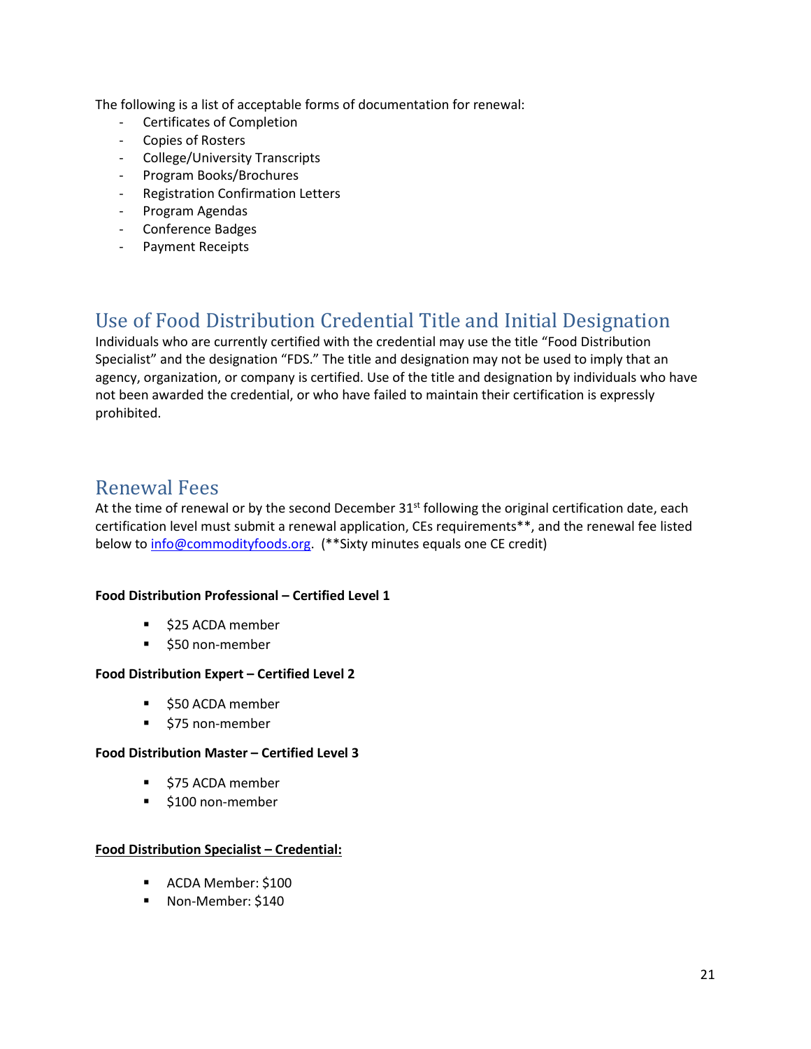The following is a list of acceptable forms of documentation for renewal:

- Certificates of Completion
- Copies of Rosters
- College/University Transcripts
- Program Books/Brochures
- Registration Confirmation Letters
- Program Agendas
- Conference Badges
- Payment Receipts

## Use of Food Distribution Credential Title and Initial Designation

Individuals who are currently certified with the credential may use the title "Food Distribution Specialist" and the designation "FDS." The title and designation may not be used to imply that an agency, organization, or company is certified. Use of the title and designation by individuals who have not been awarded the credential, or who have failed to maintain their certification is expressly prohibited.

## Renewal Fees

At the time of renewal or by the second December 31st following the original certification date, each certification level must submit a renewal application, CEs requirements**, and the renewal fee listed below to info@commodityfoods.org. (**Sixty minutes equals one CE credit)

**Food Distribution Professional – Certified Level 1**

- $25 ACDA member
- $50 non-member

**Food Distribution Expert – Certified Level 2**

- $50 ACDA member
- $75 non-member

**Food Distribution Master – Certified Level 3**

- $75 ACDA member
- $100 non-member

**Food Distribution Specialist – Credential:**

- ACDA Member: $100
- Non-Member: $140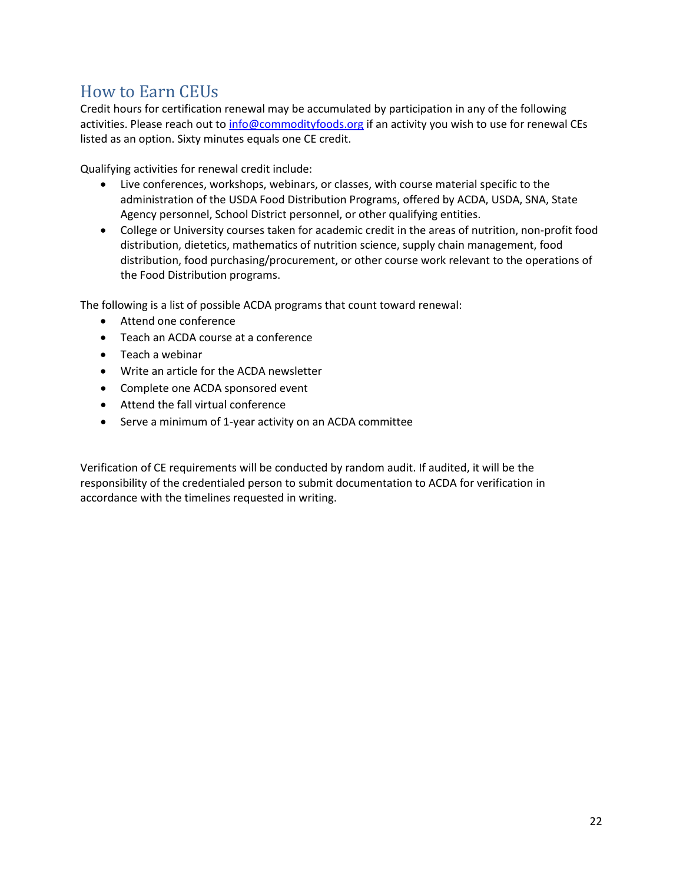## How to Earn CEUs

Credit hours for certification renewal may be accumulated by participation in any of the following activities. Please reach out to info@commodityfoods.org if an activity you wish to use for renewal CEs listed as an option. Sixty minutes equals one CE credit.

Qualifying activities for renewal credit include:

- Live conferences, workshops, webinars, or classes, with course material specific to the administration of the USDA Food Distribution Programs, offered by ACDA, USDA, SNA, State Agency personnel, School District personnel, or other qualifying entities.
- College or University courses taken for academic credit in the areas of nutrition, non-profit food distribution, dietetics, mathematics of nutrition science, supply chain management, food distribution, food purchasing/procurement, or other course work relevant to the operations of the Food Distribution programs.

The following is a list of possible ACDA programs that count toward renewal:

- Attend one conference
- Teach an ACDA course at a conference
- Teach a webinar
- Write an article for the ACDA newsletter
- Complete one ACDA sponsored event
- Attend the fall virtual conference
- Serve a minimum of 1-year activity on an ACDA committee

Verification of CE requirements will be conducted by random audit. If audited, it will be the responsibility of the credentialed person to submit documentation to ACDA for verification in accordance with the timelines requested in writing.